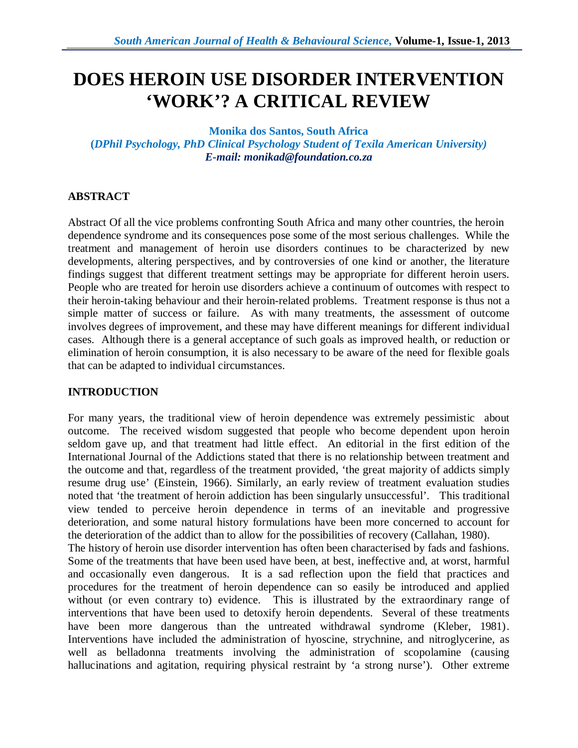# DOES HEROIN USE DISORDER INTERVENTION 'WORK'? A CRITICAL REVIEW

**Monika dos Santos, South Africa**
***(DPhil Psychology, PhD Clinical Psychology Student of Texila American University)***
***E-mail: monikad@foundation.co.za***

## ABSTRACT

Abstract Of all the vice problems confronting South Africa and many other countries, the heroin dependence syndrome and its consequences pose some of the most serious challenges. While the treatment and management of heroin use disorders continues to be characterized by new developments, altering perspectives, and by controversies of one kind or another, the literature findings suggest that different treatment settings may be appropriate for different heroin users. People who are treated for heroin use disorders achieve a continuum of outcomes with respect to their heroin-taking behaviour and their heroin-related problems. Treatment response is thus not a simple matter of success or failure. As with many treatments, the assessment of outcome involves degrees of improvement, and these may have different meanings for different individual cases. Although there is a general acceptance of such goals as improved health, or reduction or elimination of heroin consumption, it is also necessary to be aware of the need for flexible goals that can be adapted to individual circumstances.

## INTRODUCTION

For many years, the traditional view of heroin dependence was extremely pessimistic about outcome. The received wisdom suggested that people who become dependent upon heroin seldom gave up, and that treatment had little effect. An editorial in the first edition of the International Journal of the Addictions stated that there is no relationship between treatment and the outcome and that, regardless of the treatment provided, 'the great majority of addicts simply resume drug use' (Einstein, 1966). Similarly, an early review of treatment evaluation studies noted that 'the treatment of heroin addiction has been singularly unsuccessful'. This traditional view tended to perceive heroin dependence in terms of an inevitable and progressive deterioration, and some natural history formulations have been more concerned to account for the deterioration of the addict than to allow for the possibilities of recovery (Callahan, 1980).

The history of heroin use disorder intervention has often been characterised by fads and fashions. Some of the treatments that have been used have been, at best, ineffective and, at worst, harmful and occasionally even dangerous. It is a sad reflection upon the field that practices and procedures for the treatment of heroin dependence can so easily be introduced and applied without (or even contrary to) evidence. This is illustrated by the extraordinary range of interventions that have been used to detoxify heroin dependents. Several of these treatments have been more dangerous than the untreated withdrawal syndrome (Kleber, 1981). Interventions have included the administration of hyoscine, strychnine, and nitroglycerine, as well as belladonna treatments involving the administration of scopolamine (causing hallucinations and agitation, requiring physical restraint by 'a strong nurse'). Other extreme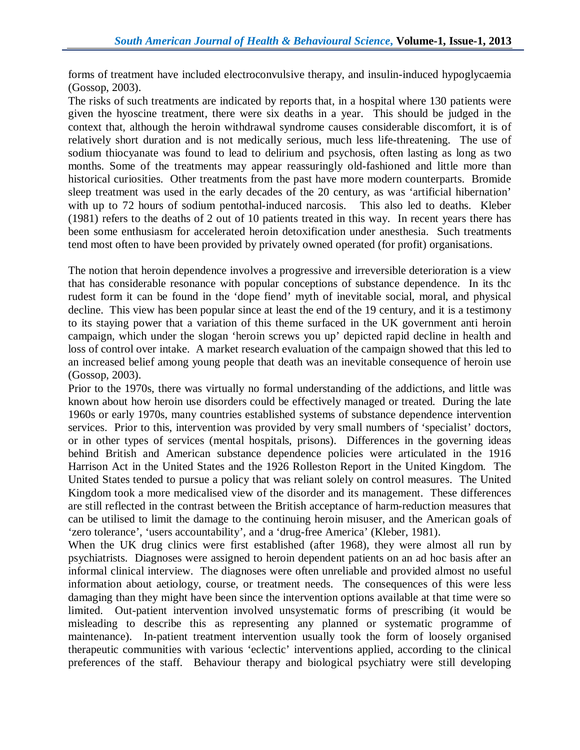forms of treatment have included electroconvulsive therapy, and insulin-induced hypoglycaemia (Gossop, 2003).

The risks of such treatments are indicated by reports that, in a hospital where 130 patients were given the hyoscine treatment, there were six deaths in a year. This should be judged in the context that, although the heroin withdrawal syndrome causes considerable discomfort, it is of relatively short duration and is not medically serious, much less life-threatening. The use of sodium thiocyanate was found to lead to delirium and psychosis, often lasting as long as two months. Some of the treatments may appear reassuringly old-fashioned and little more than historical curiosities. Other treatments from the past have more modern counterparts. Bromide sleep treatment was used in the early decades of the 20 century, as was 'artificial hibernation' with up to 72 hours of sodium pentothal-induced narcosis. This also led to deaths. Kleber (1981) refers to the deaths of 2 out of 10 patients treated in this way. In recent years there has been some enthusiasm for accelerated heroin detoxification under anesthesia. Such treatments tend most often to have been provided by privately owned operated (for profit) organisations.

The notion that heroin dependence involves a progressive and irreversible deterioration is a view that has considerable resonance with popular conceptions of substance dependence. In its thc rudest form it can be found in the 'dope fiend' myth of inevitable social, moral, and physical decline. This view has been popular since at least the end of the 19 century, and it is a testimony to its staying power that a variation of this theme surfaced in the UK government anti heroin campaign, which under the slogan 'heroin screws you up' depicted rapid decline in health and loss of control over intake. A market research evaluation of the campaign showed that this led to an increased belief among young people that death was an inevitable consequence of heroin use (Gossop, 2003).

Prior to the 1970s, there was virtually no formal understanding of the addictions, and little was known about how heroin use disorders could be effectively managed or treated. During the late 1960s or early 1970s, many countries established systems of substance dependence intervention services. Prior to this, intervention was provided by very small numbers of 'specialist' doctors, or in other types of services (mental hospitals, prisons). Differences in the governing ideas behind British and American substance dependence policies were articulated in the 1916 Harrison Act in the United States and the 1926 Rolleston Report in the United Kingdom. The United States tended to pursue a policy that was reliant solely on control measures. The United Kingdom took a more medicalised view of the disorder and its management. These differences are still reflected in the contrast between the British acceptance of harm-reduction measures that can be utilised to limit the damage to the continuing heroin misuser, and the American goals of 'zero tolerance', 'users accountability', and a 'drug-free America' (Kleber, 1981).

When the UK drug clinics were first established (after 1968), they were almost all run by psychiatrists. Diagnoses were assigned to heroin dependent patients on an ad hoc basis after an informal clinical interview. The diagnoses were often unreliable and provided almost no useful information about aetiology, course, or treatment needs. The consequences of this were less damaging than they might have been since the intervention options available at that time were so limited. Out-patient intervention involved unsystematic forms of prescribing (it would be misleading to describe this as representing any planned or systematic programme of maintenance). In-patient treatment intervention usually took the form of loosely organised therapeutic communities with various 'eclectic' interventions applied, according to the clinical preferences of the staff. Behaviour therapy and biological psychiatry were still developing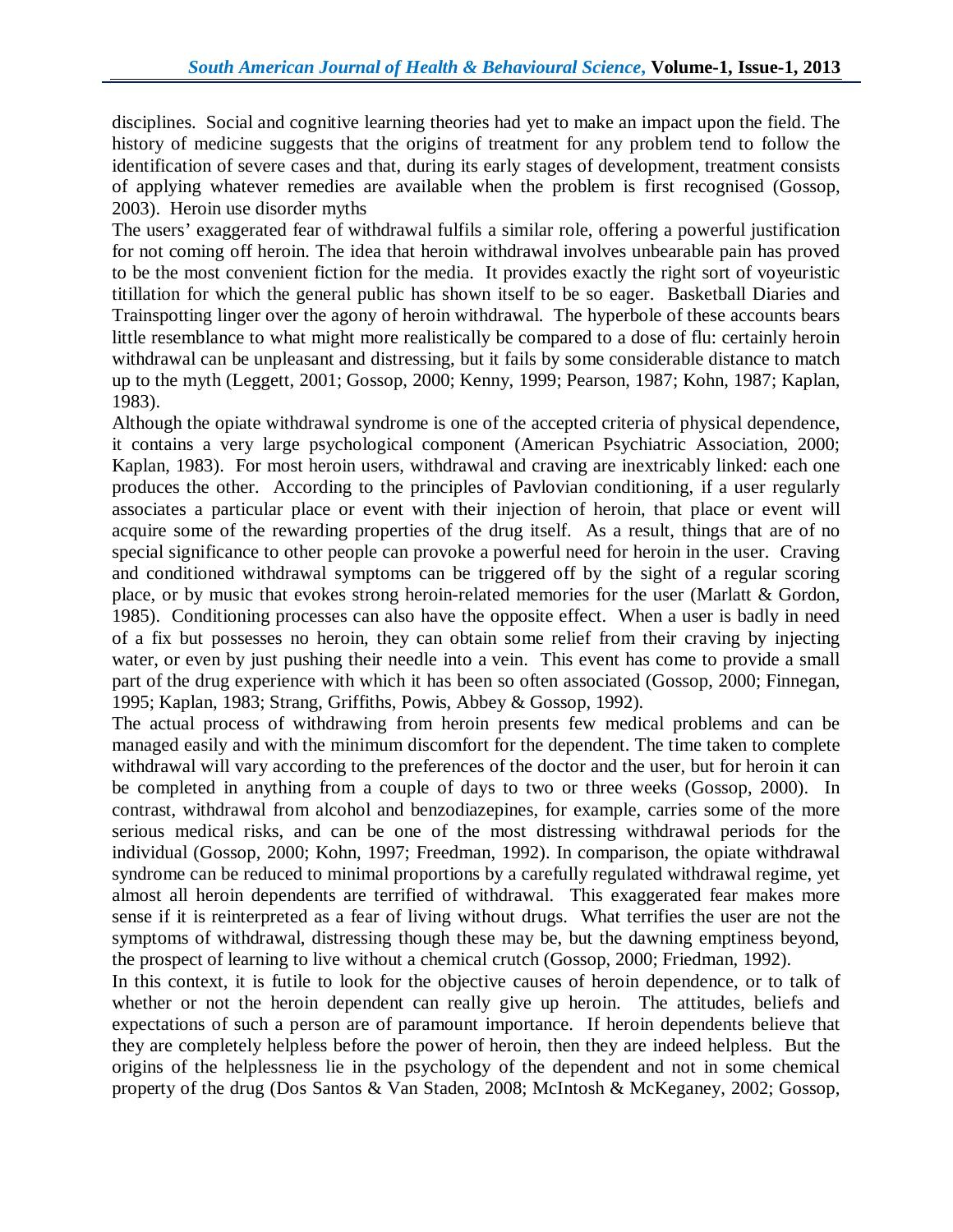disciplines. Social and cognitive learning theories had yet to make an impact upon the field. The history of medicine suggests that the origins of treatment for any problem tend to follow the identification of severe cases and that, during its early stages of development, treatment consists of applying whatever remedies are available when the problem is first recognised (Gossop, 2003). Heroin use disorder myths

The users' exaggerated fear of withdrawal fulfils a similar role, offering a powerful justification for not coming off heroin. The idea that heroin withdrawal involves unbearable pain has proved to be the most convenient fiction for the media. It provides exactly the right sort of voyeuristic titillation for which the general public has shown itself to be so eager. Basketball Diaries and Trainspotting linger over the agony of heroin withdrawal. The hyperbole of these accounts bears little resemblance to what might more realistically be compared to a dose of flu: certainly heroin withdrawal can be unpleasant and distressing, but it fails by some considerable distance to match up to the myth (Leggett, 2001; Gossop, 2000; Kenny, 1999; Pearson, 1987; Kohn, 1987; Kaplan, 1983).

Although the opiate withdrawal syndrome is one of the accepted criteria of physical dependence, it contains a very large psychological component (American Psychiatric Association, 2000; Kaplan, 1983). For most heroin users, withdrawal and craving are inextricably linked: each one produces the other. According to the principles of Pavlovian conditioning, if a user regularly associates a particular place or event with their injection of heroin, that place or event will acquire some of the rewarding properties of the drug itself. As a result, things that are of no special significance to other people can provoke a powerful need for heroin in the user. Craving and conditioned withdrawal symptoms can be triggered off by the sight of a regular scoring place, or by music that evokes strong heroin-related memories for the user (Marlatt & Gordon, 1985). Conditioning processes can also have the opposite effect. When a user is badly in need of a fix but possesses no heroin, they can obtain some relief from their craving by injecting water, or even by just pushing their needle into a vein. This event has come to provide a small part of the drug experience with which it has been so often associated (Gossop, 2000; Finnegan, 1995; Kaplan, 1983; Strang, Griffiths, Powis, Abbey & Gossop, 1992).

The actual process of withdrawing from heroin presents few medical problems and can be managed easily and with the minimum discomfort for the dependent. The time taken to complete withdrawal will vary according to the preferences of the doctor and the user, but for heroin it can be completed in anything from a couple of days to two or three weeks (Gossop, 2000). In contrast, withdrawal from alcohol and benzodiazepines, for example, carries some of the more serious medical risks, and can be one of the most distressing withdrawal periods for the individual (Gossop, 2000; Kohn, 1997; Freedman, 1992). In comparison, the opiate withdrawal syndrome can be reduced to minimal proportions by a carefully regulated withdrawal regime, yet almost all heroin dependents are terrified of withdrawal. This exaggerated fear makes more sense if it is reinterpreted as a fear of living without drugs. What terrifies the user are not the symptoms of withdrawal, distressing though these may be, but the dawning emptiness beyond, the prospect of learning to live without a chemical crutch (Gossop, 2000; Friedman, 1992).

In this context, it is futile to look for the objective causes of heroin dependence, or to talk of whether or not the heroin dependent can really give up heroin. The attitudes, beliefs and expectations of such a person are of paramount importance. If heroin dependents believe that they are completely helpless before the power of heroin, then they are indeed helpless. But the origins of the helplessness lie in the psychology of the dependent and not in some chemical property of the drug (Dos Santos & Van Staden, 2008; McIntosh & McKeganey, 2002; Gossop,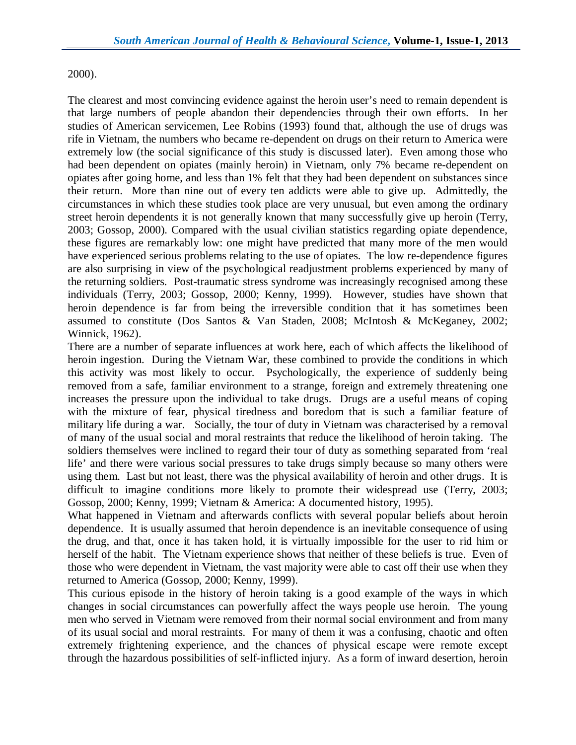2000).

The clearest and most convincing evidence against the heroin user's need to remain dependent is that large numbers of people abandon their dependencies through their own efforts. In her studies of American servicemen, Lee Robins (1993) found that, although the use of drugs was rife in Vietnam, the numbers who became re-dependent on drugs on their return to America were extremely low (the social significance of this study is discussed later). Even among those who had been dependent on opiates (mainly heroin) in Vietnam, only 7% became re-dependent on opiates after going home, and less than 1% felt that they had been dependent on substances since their return. More than nine out of every ten addicts were able to give up. Admittedly, the circumstances in which these studies took place are very unusual, but even among the ordinary street heroin dependents it is not generally known that many successfully give up heroin (Terry, 2003; Gossop, 2000). Compared with the usual civilian statistics regarding opiate dependence, these figures are remarkably low: one might have predicted that many more of the men would have experienced serious problems relating to the use of opiates. The low re-dependence figures are also surprising in view of the psychological readjustment problems experienced by many of the returning soldiers. Post-traumatic stress syndrome was increasingly recognised among these individuals (Terry, 2003; Gossop, 2000; Kenny, 1999). However, studies have shown that heroin dependence is far from being the irreversible condition that it has sometimes been assumed to constitute (Dos Santos & Van Staden, 2008; McIntosh & McKeganey, 2002; Winnick, 1962).

There are a number of separate influences at work here, each of which affects the likelihood of heroin ingestion. During the Vietnam War, these combined to provide the conditions in which this activity was most likely to occur. Psychologically, the experience of suddenly being removed from a safe, familiar environment to a strange, foreign and extremely threatening one increases the pressure upon the individual to take drugs. Drugs are a useful means of coping with the mixture of fear, physical tiredness and boredom that is such a familiar feature of military life during a war. Socially, the tour of duty in Vietnam was characterised by a removal of many of the usual social and moral restraints that reduce the likelihood of heroin taking. The soldiers themselves were inclined to regard their tour of duty as something separated from 'real life' and there were various social pressures to take drugs simply because so many others were using them. Last but not least, there was the physical availability of heroin and other drugs. It is difficult to imagine conditions more likely to promote their widespread use (Terry, 2003; Gossop, 2000; Kenny, 1999; Vietnam & America: A documented history, 1995).

What happened in Vietnam and afterwards conflicts with several popular beliefs about heroin dependence. It is usually assumed that heroin dependence is an inevitable consequence of using the drug, and that, once it has taken hold, it is virtually impossible for the user to rid him or herself of the habit. The Vietnam experience shows that neither of these beliefs is true. Even of those who were dependent in Vietnam, the vast majority were able to cast off their use when they returned to America (Gossop, 2000; Kenny, 1999).

This curious episode in the history of heroin taking is a good example of the ways in which changes in social circumstances can powerfully affect the ways people use heroin. The young men who served in Vietnam were removed from their normal social environment and from many of its usual social and moral restraints. For many of them it was a confusing, chaotic and often extremely frightening experience, and the chances of physical escape were remote except through the hazardous possibilities of self-inflicted injury. As a form of inward desertion, heroin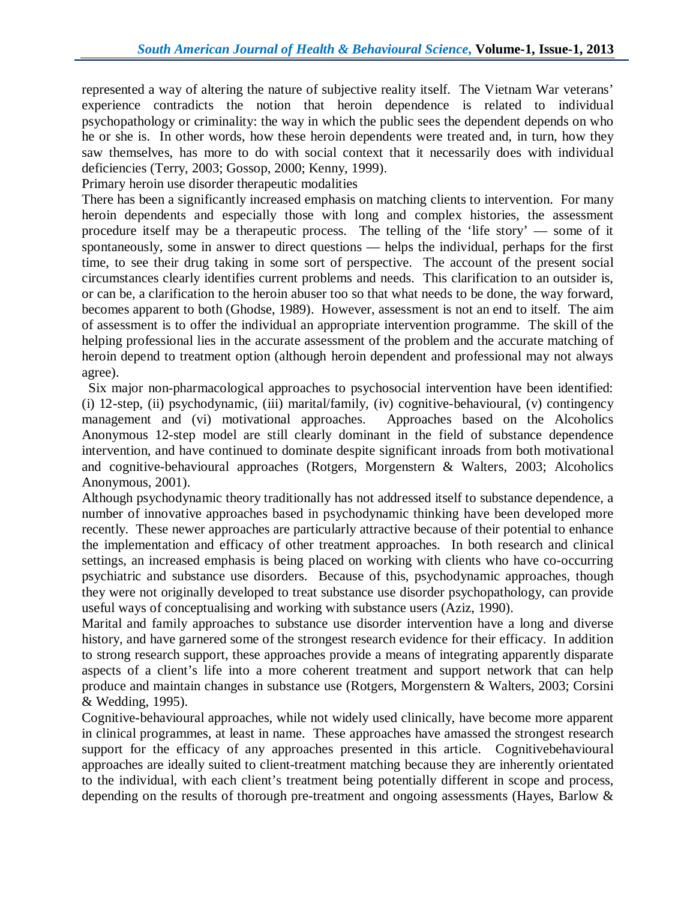represented a way of altering the nature of subjective reality itself. The Vietnam War veterans' experience contradicts the notion that heroin dependence is related to individual psychopathology or criminality: the way in which the public sees the dependent depends on who he or she is. In other words, how these heroin dependents were treated and, in turn, how they saw themselves, has more to do with social context that it necessarily does with individual deficiencies (Terry, 2003; Gossop, 2000; Kenny, 1999).

## Primary heroin use disorder therapeutic modalities

There has been a significantly increased emphasis on matching clients to intervention. For many heroin dependents and especially those with long and complex histories, the assessment procedure itself may be a therapeutic process. The telling of the 'life story' — some of it spontaneously, some in answer to direct questions — helps the individual, perhaps for the first time, to see their drug taking in some sort of perspective. The account of the present social circumstances clearly identifies current problems and needs. This clarification to an outsider is, or can be, a clarification to the heroin abuser too so that what needs to be done, the way forward, becomes apparent to both (Ghodse, 1989). However, assessment is not an end to itself. The aim of assessment is to offer the individual an appropriate intervention programme. The skill of the helping professional lies in the accurate assessment of the problem and the accurate matching of heroin depend to treatment option (although heroin dependent and professional may not always agree).

Six major non-pharmacological approaches to psychosocial intervention have been identified: (i) 12-step, (ii) psychodynamic, (iii) marital/family, (iv) cognitive-behavioural, (v) contingency management and (vi) motivational approaches. Approaches based on the Alcoholics Anonymous 12-step model are still clearly dominant in the field of substance dependence intervention, and have continued to dominate despite significant inroads from both motivational and cognitive-behavioural approaches (Rotgers, Morgenstern & Walters, 2003; Alcoholics Anonymous, 2001).

Although psychodynamic theory traditionally has not addressed itself to substance dependence, a number of innovative approaches based in psychodynamic thinking have been developed more recently. These newer approaches are particularly attractive because of their potential to enhance the implementation and efficacy of other treatment approaches. In both research and clinical settings, an increased emphasis is being placed on working with clients who have co-occurring psychiatric and substance use disorders. Because of this, psychodynamic approaches, though they were not originally developed to treat substance use disorder psychopathology, can provide useful ways of conceptualising and working with substance users (Aziz, 1990).

Marital and family approaches to substance use disorder intervention have a long and diverse history, and have garnered some of the strongest research evidence for their efficacy. In addition to strong research support, these approaches provide a means of integrating apparently disparate aspects of a client's life into a more coherent treatment and support network that can help produce and maintain changes in substance use (Rotgers, Morgenstern & Walters, 2003; Corsini & Wedding, 1995).

Cognitive-behavioural approaches, while not widely used clinically, have become more apparent in clinical programmes, at least in name. These approaches have amassed the strongest research support for the efficacy of any approaches presented in this article. Cognitivebehavioural approaches are ideally suited to client-treatment matching because they are inherently orientated to the individual, with each client's treatment being potentially different in scope and process, depending on the results of thorough pre-treatment and ongoing assessments (Hayes, Barlow &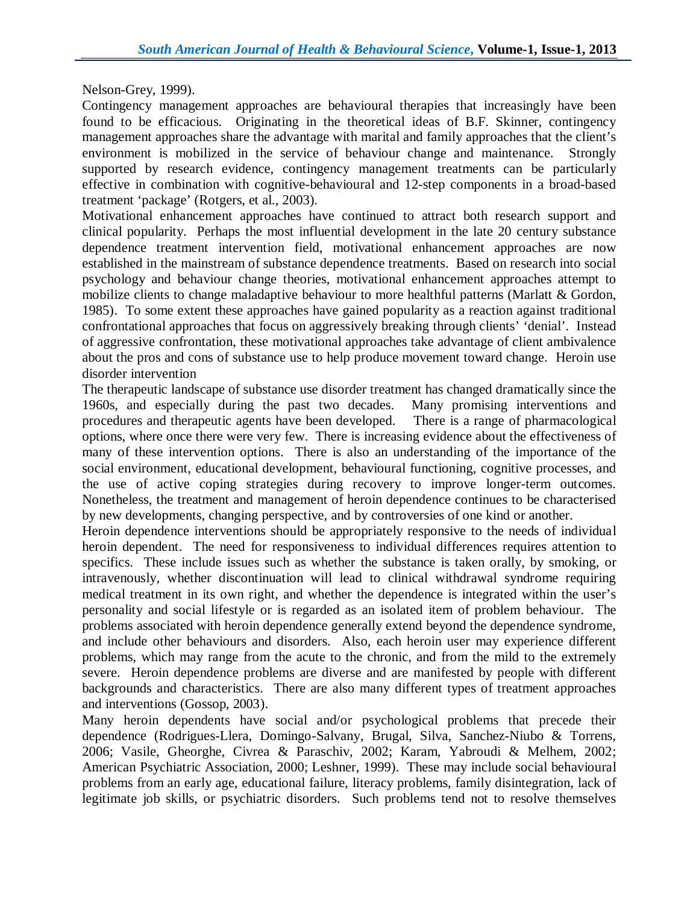Nelson-Grey, 1999).

Contingency management approaches are behavioural therapies that increasingly have been found to be efficacious. Originating in the theoretical ideas of B.F. Skinner, contingency management approaches share the advantage with marital and family approaches that the client's environment is mobilized in the service of behaviour change and maintenance. Strongly supported by research evidence, contingency management treatments can be particularly effective in combination with cognitive-behavioural and 12-step components in a broad-based treatment 'package' (Rotgers, et al., 2003).

Motivational enhancement approaches have continued to attract both research support and clinical popularity. Perhaps the most influential development in the late 20 century substance dependence treatment intervention field, motivational enhancement approaches are now established in the mainstream of substance dependence treatments. Based on research into social psychology and behaviour change theories, motivational enhancement approaches attempt to mobilize clients to change maladaptive behaviour to more healthful patterns (Marlatt & Gordon, 1985). To some extent these approaches have gained popularity as a reaction against traditional confrontational approaches that focus on aggressively breaking through clients' 'denial'. Instead of aggressive confrontation, these motivational approaches take advantage of client ambivalence about the pros and cons of substance use to help produce movement toward change. Heroin use disorder intervention

The therapeutic landscape of substance use disorder treatment has changed dramatically since the 1960s, and especially during the past two decades. Many promising interventions and procedures and therapeutic agents have been developed. There is a range of pharmacological options, where once there were very few. There is increasing evidence about the effectiveness of many of these intervention options. There is also an understanding of the importance of the social environment, educational development, behavioural functioning, cognitive processes, and the use of active coping strategies during recovery to improve longer-term outcomes. Nonetheless, the treatment and management of heroin dependence continues to be characterised by new developments, changing perspective, and by controversies of one kind or another.

Heroin dependence interventions should be appropriately responsive to the needs of individual heroin dependent. The need for responsiveness to individual differences requires attention to specifics. These include issues such as whether the substance is taken orally, by smoking, or intravenously, whether discontinuation will lead to clinical withdrawal syndrome requiring medical treatment in its own right, and whether the dependence is integrated within the user's personality and social lifestyle or is regarded as an isolated item of problem behaviour. The problems associated with heroin dependence generally extend beyond the dependence syndrome, and include other behaviours and disorders. Also, each heroin user may experience different problems, which may range from the acute to the chronic, and from the mild to the extremely severe. Heroin dependence problems are diverse and are manifested by people with different backgrounds and characteristics. There are also many different types of treatment approaches and interventions (Gossop, 2003).

Many heroin dependents have social and/or psychological problems that precede their dependence (Rodrigues-Llera, Domingo-Salvany, Brugal, Silva, Sanchez-Niubo & Torrens, 2006; Vasile, Gheorghe, Civrea & Paraschiv, 2002; Karam, Yabroudi & Melhem, 2002; American Psychiatric Association, 2000; Leshner, 1999). These may include social behavioural problems from an early age, educational failure, literacy problems, family disintegration, lack of legitimate job skills, or psychiatric disorders. Such problems tend not to resolve themselves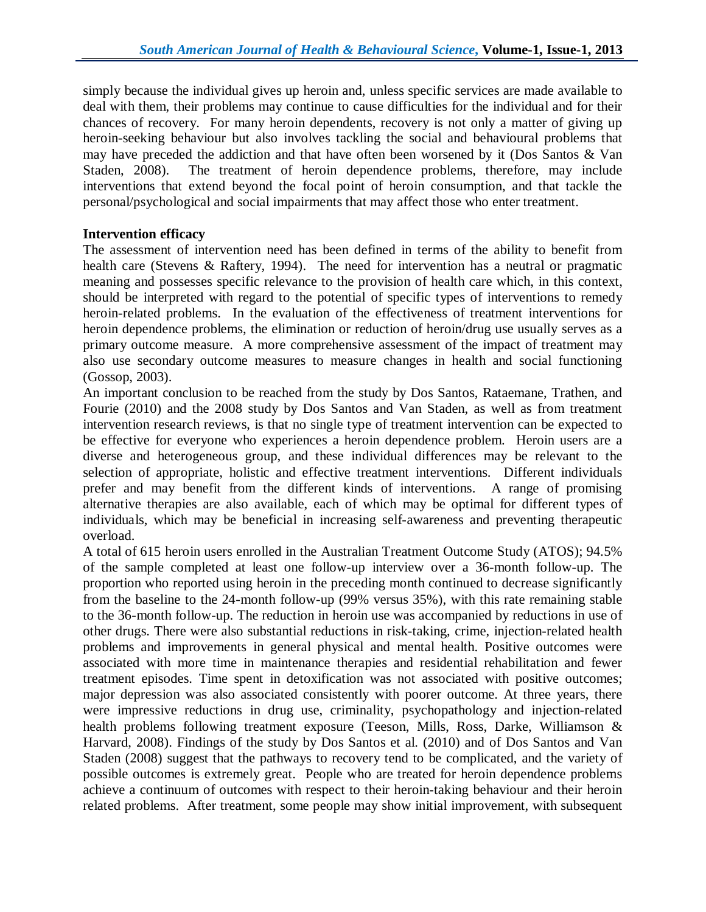simply because the individual gives up heroin and, unless specific services are made available to deal with them, their problems may continue to cause difficulties for the individual and for their chances of recovery. For many heroin dependents, recovery is not only a matter of giving up heroin-seeking behaviour but also involves tackling the social and behavioural problems that may have preceded the addiction and that have often been worsened by it (Dos Santos & Van Staden, 2008). The treatment of heroin dependence problems, therefore, may include interventions that extend beyond the focal point of heroin consumption, and that tackle the personal/psychological and social impairments that may affect those who enter treatment.

**Intervention efficacy**

The assessment of intervention need has been defined in terms of the ability to benefit from health care (Stevens & Raftery, 1994). The need for intervention has a neutral or pragmatic meaning and possesses specific relevance to the provision of health care which, in this context, should be interpreted with regard to the potential of specific types of interventions to remedy heroin-related problems. In the evaluation of the effectiveness of treatment interventions for heroin dependence problems, the elimination or reduction of heroin/drug use usually serves as a primary outcome measure. A more comprehensive assessment of the impact of treatment may also use secondary outcome measures to measure changes in health and social functioning (Gossop, 2003).

An important conclusion to be reached from the study by Dos Santos, Rataemane, Trathen, and Fourie (2010) and the 2008 study by Dos Santos and Van Staden, as well as from treatment intervention research reviews, is that no single type of treatment intervention can be expected to be effective for everyone who experiences a heroin dependence problem. Heroin users are a diverse and heterogeneous group, and these individual differences may be relevant to the selection of appropriate, holistic and effective treatment interventions. Different individuals prefer and may benefit from the different kinds of interventions. A range of promising alternative therapies are also available, each of which may be optimal for different types of individuals, which may be beneficial in increasing self-awareness and preventing therapeutic overload.

A total of 615 heroin users enrolled in the Australian Treatment Outcome Study (ATOS); 94.5% of the sample completed at least one follow-up interview over a 36-month follow-up. The proportion who reported using heroin in the preceding month continued to decrease significantly from the baseline to the 24-month follow-up (99% versus 35%), with this rate remaining stable to the 36-month follow-up. The reduction in heroin use was accompanied by reductions in use of other drugs. There were also substantial reductions in risk-taking, crime, injection-related health problems and improvements in general physical and mental health. Positive outcomes were associated with more time in maintenance therapies and residential rehabilitation and fewer treatment episodes. Time spent in detoxification was not associated with positive outcomes; major depression was also associated consistently with poorer outcome. At three years, there were impressive reductions in drug use, criminality, psychopathology and injection-related health problems following treatment exposure (Teeson, Mills, Ross, Darke, Williamson & Harvard, 2008). Findings of the study by Dos Santos et al. (2010) and of Dos Santos and Van Staden (2008) suggest that the pathways to recovery tend to be complicated, and the variety of possible outcomes is extremely great. People who are treated for heroin dependence problems achieve a continuum of outcomes with respect to their heroin-taking behaviour and their heroin related problems. After treatment, some people may show initial improvement, with subsequent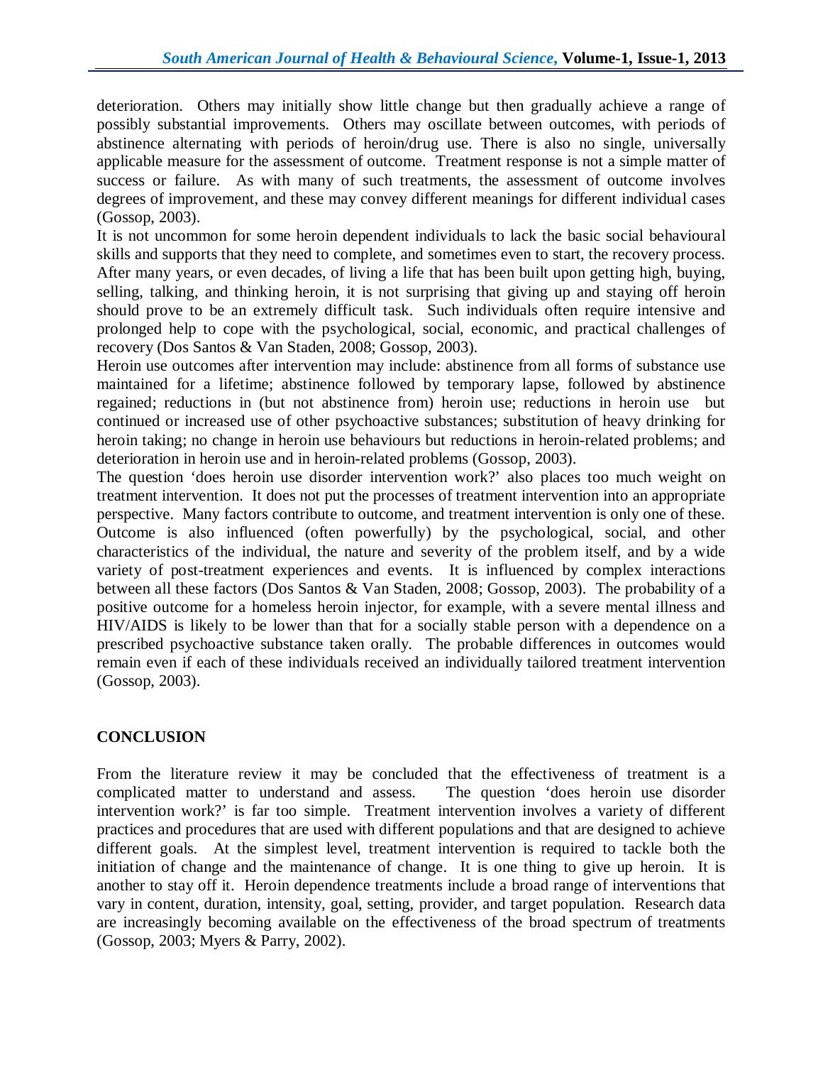deterioration. Others may initially show little change but then gradually achieve a range of possibly substantial improvements. Others may oscillate between outcomes, with periods of abstinence alternating with periods of heroin/drug use. There is also no single, universally applicable measure for the assessment of outcome. Treatment response is not a simple matter of success or failure. As with many of such treatments, the assessment of outcome involves degrees of improvement, and these may convey different meanings for different individual cases (Gossop, 2003).

It is not uncommon for some heroin dependent individuals to lack the basic social behavioural skills and supports that they need to complete, and sometimes even to start, the recovery process. After many years, or even decades, of living a life that has been built upon getting high, buying, selling, talking, and thinking heroin, it is not surprising that giving up and staying off heroin should prove to be an extremely difficult task. Such individuals often require intensive and prolonged help to cope with the psychological, social, economic, and practical challenges of recovery (Dos Santos & Van Staden, 2008; Gossop, 2003).

Heroin use outcomes after intervention may include: abstinence from all forms of substance use maintained for a lifetime; abstinence followed by temporary lapse, followed by abstinence regained; reductions in (but not abstinence from) heroin use; reductions in heroin use but continued or increased use of other psychoactive substances; substitution of heavy drinking for heroin taking; no change in heroin use behaviours but reductions in heroin-related problems; and deterioration in heroin use and in heroin-related problems (Gossop, 2003).

The question 'does heroin use disorder intervention work?' also places too much weight on treatment intervention. It does not put the processes of treatment intervention into an appropriate perspective. Many factors contribute to outcome, and treatment intervention is only one of these. Outcome is also influenced (often powerfully) by the psychological, social, and other characteristics of the individual, the nature and severity of the problem itself, and by a wide variety of post-treatment experiences and events. It is influenced by complex interactions between all these factors (Dos Santos & Van Staden, 2008; Gossop, 2003). The probability of a positive outcome for a homeless heroin injector, for example, with a severe mental illness and HIV/AIDS is likely to be lower than that for a socially stable person with a dependence on a prescribed psychoactive substance taken orally. The probable differences in outcomes would remain even if each of these individuals received an individually tailored treatment intervention (Gossop, 2003).

## CONCLUSION

From the literature review it may be concluded that the effectiveness of treatment is a complicated matter to understand and assess. The question 'does heroin use disorder intervention work?' is far too simple. Treatment intervention involves a variety of different practices and procedures that are used with different populations and that are designed to achieve different goals. At the simplest level, treatment intervention is required to tackle both the initiation of change and the maintenance of change. It is one thing to give up heroin. It is another to stay off it. Heroin dependence treatments include a broad range of interventions that vary in content, duration, intensity, goal, setting, provider, and target population. Research data are increasingly becoming available on the effectiveness of the broad spectrum of treatments (Gossop, 2003; Myers & Parry, 2002).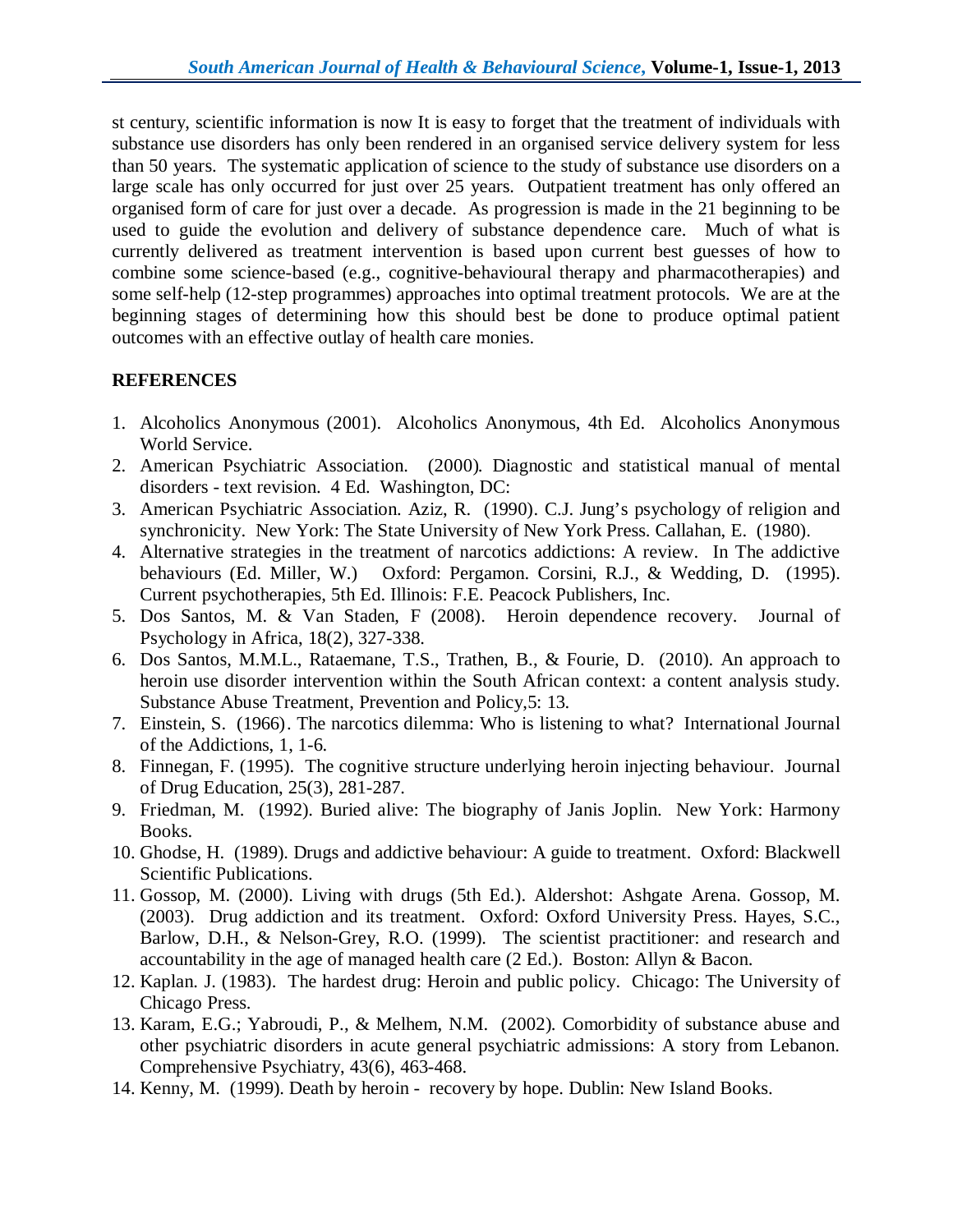st century, scientific information is now It is easy to forget that the treatment of individuals with substance use disorders has only been rendered in an organised service delivery system for less than 50 years. The systematic application of science to the study of substance use disorders on a large scale has only occurred for just over 25 years. Outpatient treatment has only offered an organised form of care for just over a decade. As progression is made in the 21 beginning to be used to guide the evolution and delivery of substance dependence care. Much of what is currently delivered as treatment intervention is based upon current best guesses of how to combine some science-based (e.g., cognitive-behavioural therapy and pharmacotherapies) and some self-help (12-step programmes) approaches into optimal treatment protocols. We are at the beginning stages of determining how this should best be done to produce optimal patient outcomes with an effective outlay of health care monies.

## REFERENCES

1. Alcoholics Anonymous (2001). Alcoholics Anonymous, 4th Ed. Alcoholics Anonymous World Service.
2. American Psychiatric Association. (2000). Diagnostic and statistical manual of mental disorders - text revision. 4 Ed. Washington, DC:
3. American Psychiatric Association. Aziz, R. (1990). C.J. Jung's psychology of religion and synchronicity. New York: The State University of New York Press. Callahan, E. (1980).
4. Alternative strategies in the treatment of narcotics addictions: A review. In The addictive behaviours (Ed. Miller, W.) Oxford: Pergamon. Corsini, R.J., & Wedding, D. (1995). Current psychotherapies, 5th Ed. Illinois: F.E. Peacock Publishers, Inc.
5. Dos Santos, M. & Van Staden, F (2008). Heroin dependence recovery. Journal of Psychology in Africa, 18(2), 327-338.
6. Dos Santos, M.M.L., Rataemane, T.S., Trathen, B., & Fourie, D. (2010). An approach to heroin use disorder intervention within the South African context: a content analysis study. Substance Abuse Treatment, Prevention and Policy,5: 13.
7. Einstein, S. (1966). The narcotics dilemma: Who is listening to what? International Journal of the Addictions, 1, 1-6.
8. Finnegan, F. (1995). The cognitive structure underlying heroin injecting behaviour. Journal of Drug Education, 25(3), 281-287.
9. Friedman, M. (1992). Buried alive: The biography of Janis Joplin. New York: Harmony Books.
10. Ghodse, H. (1989). Drugs and addictive behaviour: A guide to treatment. Oxford: Blackwell Scientific Publications.
11. Gossop, M. (2000). Living with drugs (5th Ed.). Aldershot: Ashgate Arena. Gossop, M. (2003). Drug addiction and its treatment. Oxford: Oxford University Press. Hayes, S.C., Barlow, D.H., & Nelson-Grey, R.O. (1999). The scientist practitioner: and research and accountability in the age of managed health care (2 Ed.). Boston: Allyn & Bacon.
12. Kaplan. J. (1983). The hardest drug: Heroin and public policy. Chicago: The University of Chicago Press.
13. Karam, E.G.; Yabroudi, P., & Melhem, N.M. (2002). Comorbidity of substance abuse and other psychiatric disorders in acute general psychiatric admissions: A story from Lebanon. Comprehensive Psychiatry, 43(6), 463-468.
14. Kenny, M. (1999). Death by heroin - recovery by hope. Dublin: New Island Books.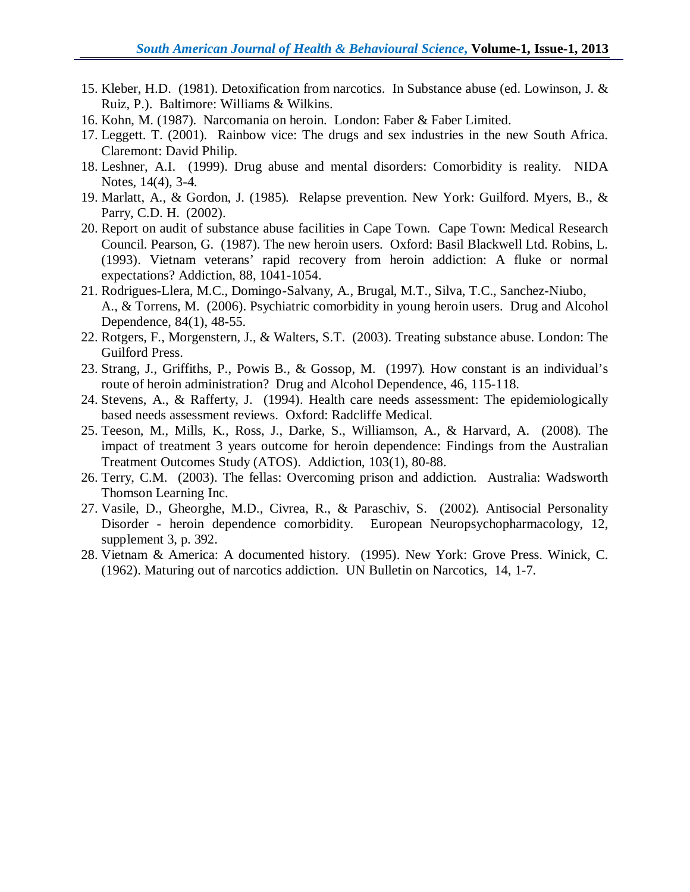15. Kleber, H.D. (1981). Detoxification from narcotics. In Substance abuse (ed. Lowinson, J. & Ruiz, P.). Baltimore: Williams & Wilkins.
16. Kohn, M. (1987). Narcomania on heroin. London: Faber & Faber Limited.
17. Leggett. T. (2001). Rainbow vice: The drugs and sex industries in the new South Africa. Claremont: David Philip.
18. Leshner, A.I. (1999). Drug abuse and mental disorders: Comorbidity is reality. NIDA Notes, 14(4), 3-4.
19. Marlatt, A., & Gordon, J. (1985). Relapse prevention. New York: Guilford. Myers, B., & Parry, C.D. H. (2002).
20. Report on audit of substance abuse facilities in Cape Town. Cape Town: Medical Research Council. Pearson, G. (1987). The new heroin users. Oxford: Basil Blackwell Ltd. Robins, L. (1993). Vietnam veterans' rapid recovery from heroin addiction: A fluke or normal expectations? Addiction, 88, 1041-1054.
21. Rodrigues-Llera, M.C., Domingo-Salvany, A., Brugal, M.T., Silva, T.C., Sanchez-Niubo, A., & Torrens, M. (2006). Psychiatric comorbidity in young heroin users. Drug and Alcohol Dependence, 84(1), 48-55.
22. Rotgers, F., Morgenstern, J., & Walters, S.T. (2003). Treating substance abuse. London: The Guilford Press.
23. Strang, J., Griffiths, P., Powis B., & Gossop, M. (1997). How constant is an individual's route of heroin administration? Drug and Alcohol Dependence, 46, 115-118.
24. Stevens, A., & Rafferty, J. (1994). Health care needs assessment: The epidemiologically based needs assessment reviews. Oxford: Radcliffe Medical.
25. Teeson, M., Mills, K., Ross, J., Darke, S., Williamson, A., & Harvard, A. (2008). The impact of treatment 3 years outcome for heroin dependence: Findings from the Australian Treatment Outcomes Study (ATOS). Addiction, 103(1), 80-88.
26. Terry, C.M. (2003). The fellas: Overcoming prison and addiction. Australia: Wadsworth Thomson Learning Inc.
27. Vasile, D., Gheorghe, M.D., Civrea, R., & Paraschiv, S. (2002). Antisocial Personality Disorder - heroin dependence comorbidity. European Neuropsychopharmacology, 12, supplement 3, p. 392.
28. Vietnam & America: A documented history. (1995). New York: Grove Press. Winick, C. (1962). Maturing out of narcotics addiction. UN Bulletin on Narcotics, 14, 1-7.